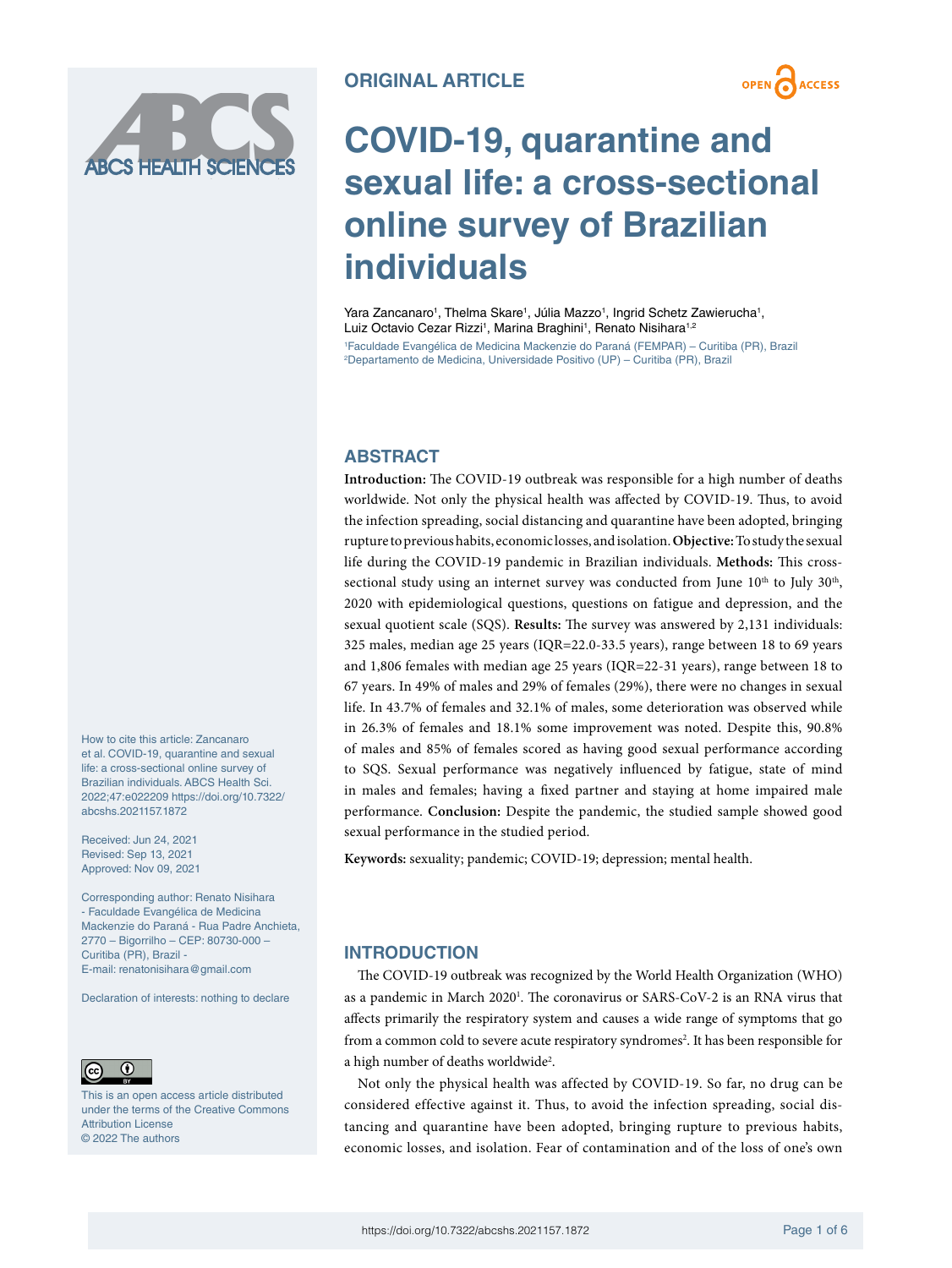ORIGINAL ARTICLE

# COVID-19, quarantine and sexual life: a cross-sectional online survey of Brazilian individuals

Yara Zancanaro[1], Thelma Skare[1], Júlia Mazzo[1], Ingrid Schetz Zawierucha[1], Luiz Octavio Cezar Rizzi[1], Marina Braghini[1], Renato Nisihara[1,2]

[1]Faculdade Evangélica de Medicina Mackenzie do Paraná (FEMPAR) – Curitiba (PR), Brazil
[2]Departamento de Medicina, Universidade Positivo (UP) – Curitiba (PR), Brazil

How to cite this article: Zancanaro et al. COVID-19, quarantine and sexual life: a cross-sectional online survey of Brazilian individuals. ABCS Health Sci. 2022;47:e022209 https://doi.org/10.7322/abcshs.2021157.1872

Received: Jun 24, 2021
Revised: Sep 13, 2021
Approved: Nov 09, 2021

Corresponding author: Renato Nisihara - Faculdade Evangélica de Medicina Mackenzie do Paraná - Rua Padre Anchieta, 2770 – Bigorrilho – CEP: 80730-000 – Curitiba (PR), Brazil - E-mail: renatonisihara@gmail.com

Declaration of interests: nothing to declare

This is an open access article distributed under the terms of the Creative Commons Attribution License
© 2022 The authors

## ABSTRACT

**Introduction:** The COVID-19 outbreak was responsible for a high number of deaths worldwide. Not only the physical health was affected by COVID-19. Thus, to avoid the infection spreading, social distancing and quarantine have been adopted, bringing rupture to previous habits, economic losses, and isolation. **Objective:** To study the sexual life during the COVID-19 pandemic in Brazilian individuals. **Methods:** This cross-sectional study using an internet survey was conducted from June 10th to July 30th, 2020 with epidemiological questions, questions on fatigue and depression, and the sexual quotient scale (SQS). **Results:** The survey was answered by 2,131 individuals: 325 males, median age 25 years (IQR=22.0-33.5 years), range between 18 to 69 years and 1,806 females with median age 25 years (IQR=22-31 years), range between 18 to 67 years. In 49% of males and 29% of females (29%), there were no changes in sexual life. In 43.7% of females and 32.1% of males, some deterioration was observed while in 26.3% of females and 18.1% some improvement was noted. Despite this, 90.8% of males and 85% of females scored as having good sexual performance according to SQS. Sexual performance was negatively influenced by fatigue, state of mind in males and females; having a fixed partner and staying at home impaired male performance. **Conclusion:** Despite the pandemic, the studied sample showed good sexual performance in the studied period.

**Keywords:** sexuality; pandemic; COVID-19; depression; mental health.

## INTRODUCTION

The COVID-19 outbreak was recognized by the World Health Organization (WHO) as a pandemic in March 2020[1]. The coronavirus or SARS-CoV-2 is an RNA virus that affects primarily the respiratory system and causes a wide range of symptoms that go from a common cold to severe acute respiratory syndromes[2]. It has been responsible for a high number of deaths worldwide[2].

Not only the physical health was affected by COVID-19. So far, no drug can be considered effective against it. Thus, to avoid the infection spreading, social distancing and quarantine have been adopted, bringing rupture to previous habits, economic losses, and isolation. Fear of contamination and of the loss of one's own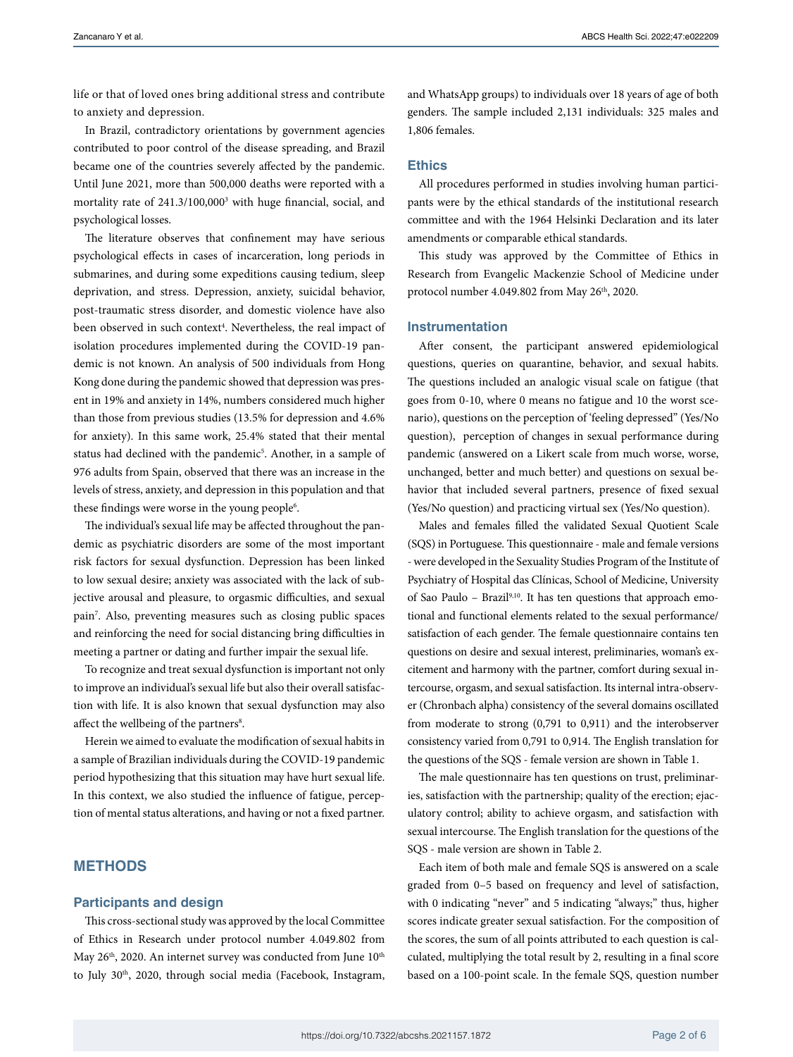life or that of loved ones bring additional stress and contribute to anxiety and depression.

In Brazil, contradictory orientations by government agencies contributed to poor control of the disease spreading, and Brazil became one of the countries severely affected by the pandemic. Until June 2021, more than 500,000 deaths were reported with a mortality rate of 241.3/100,000[3] with huge financial, social, and psychological losses.

The literature observes that confinement may have serious psychological effects in cases of incarceration, long periods in submarines, and during some expeditions causing tedium, sleep deprivation, and stress. Depression, anxiety, suicidal behavior, post-traumatic stress disorder, and domestic violence have also been observed in such context[4]. Nevertheless, the real impact of isolation procedures implemented during the COVID-19 pandemic is not known. An analysis of 500 individuals from Hong Kong done during the pandemic showed that depression was present in 19% and anxiety in 14%, numbers considered much higher than those from previous studies (13.5% for depression and 4.6% for anxiety). In this same work, 25.4% stated that their mental status had declined with the pandemic[5]. Another, in a sample of 976 adults from Spain, observed that there was an increase in the levels of stress, anxiety, and depression in this population and that these findings were worse in the young people[6].

The individual's sexual life may be affected throughout the pandemic as psychiatric disorders are some of the most important risk factors for sexual dysfunction. Depression has been linked to low sexual desire; anxiety was associated with the lack of subjective arousal and pleasure, to orgasmic difficulties, and sexual pain[7]. Also, preventing measures such as closing public spaces and reinforcing the need for social distancing bring difficulties in meeting a partner or dating and further impair the sexual life.

To recognize and treat sexual dysfunction is important not only to improve an individual's sexual life but also their overall satisfaction with life. It is also known that sexual dysfunction may also affect the wellbeing of the partners[8].

Herein we aimed to evaluate the modification of sexual habits in a sample of Brazilian individuals during the COVID-19 pandemic period hypothesizing that this situation may have hurt sexual life. In this context, we also studied the influence of fatigue, perception of mental status alterations, and having or not a fixed partner.

## METHODS

### Participants and design

This cross-sectional study was approved by the local Committee of Ethics in Research under protocol number 4.049.802 from May 26th, 2020. An internet survey was conducted from June 10th to July 30th, 2020, through social media (Facebook, Instagram, and WhatsApp groups) to individuals over 18 years of age of both genders. The sample included 2,131 individuals: 325 males and 1,806 females.

### Ethics

All procedures performed in studies involving human participants were by the ethical standards of the institutional research committee and with the 1964 Helsinki Declaration and its later amendments or comparable ethical standards.

This study was approved by the Committee of Ethics in Research from Evangelic Mackenzie School of Medicine under protocol number 4.049.802 from May 26th, 2020.

### Instrumentation

After consent, the participant answered epidemiological questions, queries on quarantine, behavior, and sexual habits. The questions included an analogic visual scale on fatigue (that goes from 0-10, where 0 means no fatigue and 10 the worst scenario), questions on the perception of 'feeling depressed" (Yes/No question), perception of changes in sexual performance during pandemic (answered on a Likert scale from much worse, worse, unchanged, better and much better) and questions on sexual behavior that included several partners, presence of fixed sexual (Yes/No question) and practicing virtual sex (Yes/No question).

Males and females filled the validated Sexual Quotient Scale (SQS) in Portuguese. This questionnaire - male and female versions - were developed in the Sexuality Studies Program of the Institute of Psychiatry of Hospital das Clínicas, School of Medicine, University of Sao Paulo – Brazil[9,10]. It has ten questions that approach emotional and functional elements related to the sexual performance/satisfaction of each gender. The female questionnaire contains ten questions on desire and sexual interest, preliminaries, woman's excitement and harmony with the partner, comfort during sexual intercourse, orgasm, and sexual satisfaction. Its internal intra-observer (Chronbach alpha) consistency of the several domains oscillated from moderate to strong (0,791 to 0,911) and the interobserver consistency varied from 0,791 to 0,914. The English translation for the questions of the SQS - female version are shown in Table 1.

The male questionnaire has ten questions on trust, preliminaries, satisfaction with the partnership; quality of the erection; ejaculatory control; ability to achieve orgasm, and satisfaction with sexual intercourse. The English translation for the questions of the SQS - male version are shown in Table 2.

Each item of both male and female SQS is answered on a scale graded from 0–5 based on frequency and level of satisfaction, with 0 indicating "never" and 5 indicating "always;" thus, higher scores indicate greater sexual satisfaction. For the composition of the scores, the sum of all points attributed to each question is calculated, multiplying the total result by 2, resulting in a final score based on a 100-point scale. In the female SQS, question number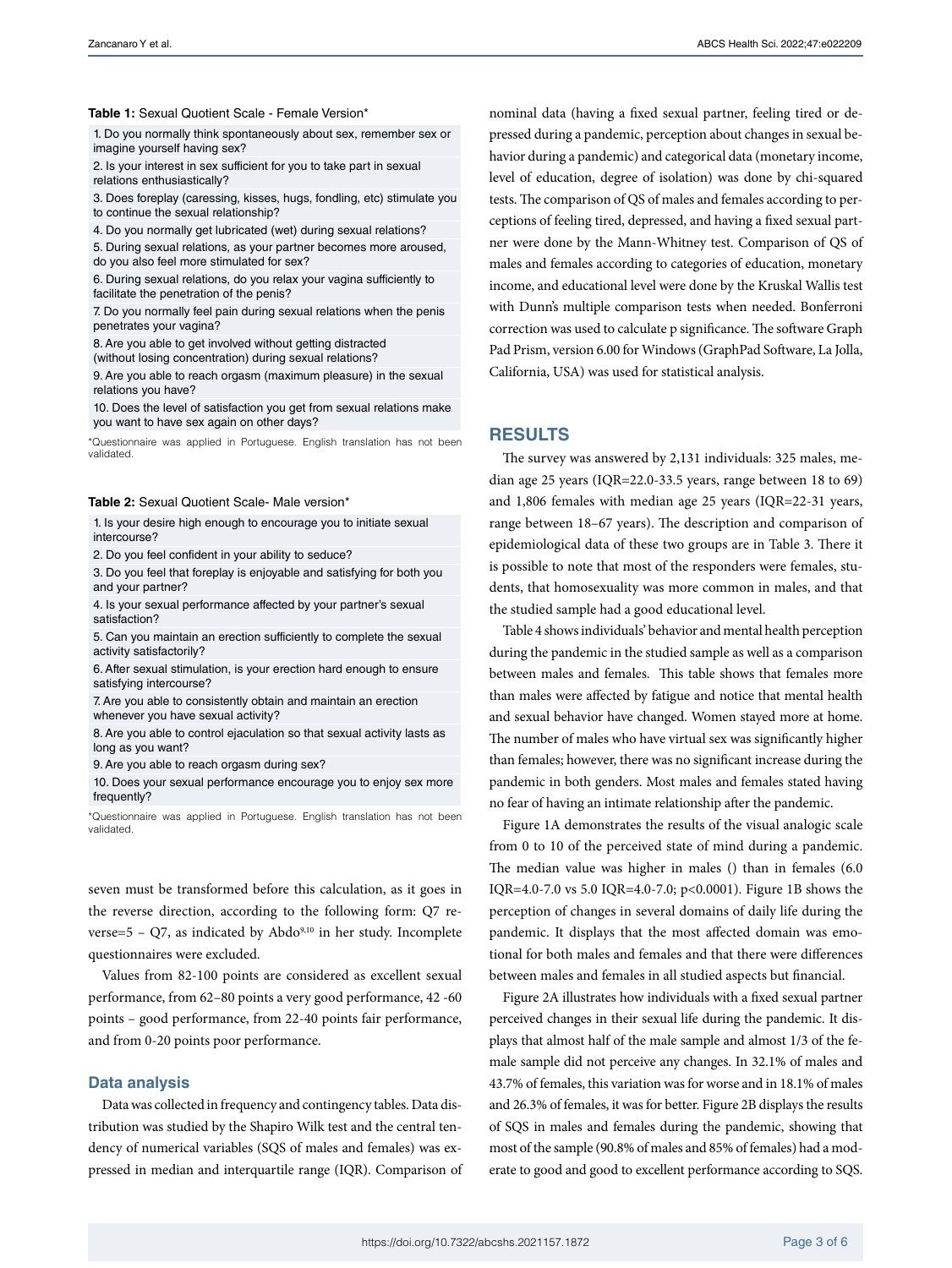**Table 1:** Sexual Quotient Scale - Female Version*

| |
|---|
| 1. Do you normally think spontaneously about sex, remember sex or imagine yourself having sex? |
| 2. Is your interest in sex sufficient for you to take part in sexual relations enthusiastically? |
| 3. Does foreplay (caressing, kisses, hugs, fondling, etc) stimulate you to continue the sexual relationship? |
| 4. Do you normally get lubricated (wet) during sexual relations? |
| 5. During sexual relations, as your partner becomes more aroused, do you also feel more stimulated for sex? |
| 6. During sexual relations, do you relax your vagina sufficiently to facilitate the penetration of the penis? |
| 7. Do you normally feel pain during sexual relations when the penis penetrates your vagina? |
| 8. Are you able to get involved without getting distracted (without losing concentration) during sexual relations? |
| 9. Are you able to reach orgasm (maximum pleasure) in the sexual relations you have? |
| 10. Does the level of satisfaction you get from sexual relations make you want to have sex again on other days? |

*Questionnaire was applied in Portuguese. English translation has not been validated.

**Table 2:** Sexual Quotient Scale- Male version*

| |
|---|
| 1. Is your desire high enough to encourage you to initiate sexual intercourse? |
| 2. Do you feel confident in your ability to seduce? |
| 3. Do you feel that foreplay is enjoyable and satisfying for both you and your partner? |
| 4. Is your sexual performance affected by your partner's sexual satisfaction? |
| 5. Can you maintain an erection sufficiently to complete the sexual activity satisfactorily? |
| 6. After sexual stimulation, is your erection hard enough to ensure satisfying intercourse? |
| 7. Are you able to consistently obtain and maintain an erection whenever you have sexual activity? |
| 8. Are you able to control ejaculation so that sexual activity lasts as long as you want? |
| 9. Are you able to reach orgasm during sex? |
| 10. Does your sexual performance encourage you to enjoy sex more frequently? |

*Questionnaire was applied in Portuguese. English translation has not been validated.

seven must be transformed before this calculation, as it goes in the reverse direction, according to the following form: Q7 reverse=5 – Q7, as indicated by Abdo[9,10] in her study. Incomplete questionnaires were excluded.

Values from 82-100 points are considered as excellent sexual performance, from 62–80 points a very good performance, 42 -60 points – good performance, from 22-40 points fair performance, and from 0-20 points poor performance.

## Data analysis

Data was collected in frequency and contingency tables. Data distribution was studied by the Shapiro Wilk test and the central tendency of numerical variables (SQS of males and females) was expressed in median and interquartile range (IQR). Comparison of nominal data (having a fixed sexual partner, feeling tired or depressed during a pandemic, perception about changes in sexual behavior during a pandemic) and categorical data (monetary income, level of education, degree of isolation) was done by chi-squared tests. The comparison of QS of males and females according to perceptions of feeling tired, depressed, and having a fixed sexual partner were done by the Mann-Whitney test. Comparison of QS of males and females according to categories of education, monetary income, and educational level were done by the Kruskal Wallis test with Dunn's multiple comparison tests when needed. Bonferroni correction was used to calculate p significance. The software Graph Pad Prism, version 6.00 for Windows (GraphPad Software, La Jolla, California, USA) was used for statistical analysis.

## RESULTS

The survey was answered by 2,131 individuals: 325 males, median age 25 years (IQR=22.0-33.5 years, range between 18 to 69) and 1,806 females with median age 25 years (IQR=22-31 years, range between 18–67 years). The description and comparison of epidemiological data of these two groups are in Table 3. There it is possible to note that most of the responders were females, students, that homosexuality was more common in males, and that the studied sample had a good educational level.

Table 4 shows individuals' behavior and mental health perception during the pandemic in the studied sample as well as a comparison between males and females. This table shows that females more than males were affected by fatigue and notice that mental health and sexual behavior have changed. Women stayed more at home. The number of males who have virtual sex was significantly higher than females; however, there was no significant increase during the pandemic in both genders. Most males and females stated having no fear of having an intimate relationship after the pandemic.

Figure 1A demonstrates the results of the visual analogic scale from 0 to 10 of the perceived state of mind during a pandemic. The median value was higher in males () than in females (6.0 IQR=4.0-7.0 vs 5.0 IQR=4.0-7.0; p<0.0001). Figure 1B shows the perception of changes in several domains of daily life during the pandemic. It displays that the most affected domain was emotional for both males and females and that there were differences between males and females in all studied aspects but financial.

Figure 2A illustrates how individuals with a fixed sexual partner perceived changes in their sexual life during the pandemic. It displays that almost half of the male sample and almost 1/3 of the female sample did not perceive any changes. In 32.1% of males and 43.7% of females, this variation was for worse and in 18.1% of males and 26.3% of females, it was for better. Figure 2B displays the results of SQS in males and females during the pandemic, showing that most of the sample (90.8% of males and 85% of females) had a moderate to good and good to excellent performance according to SQS.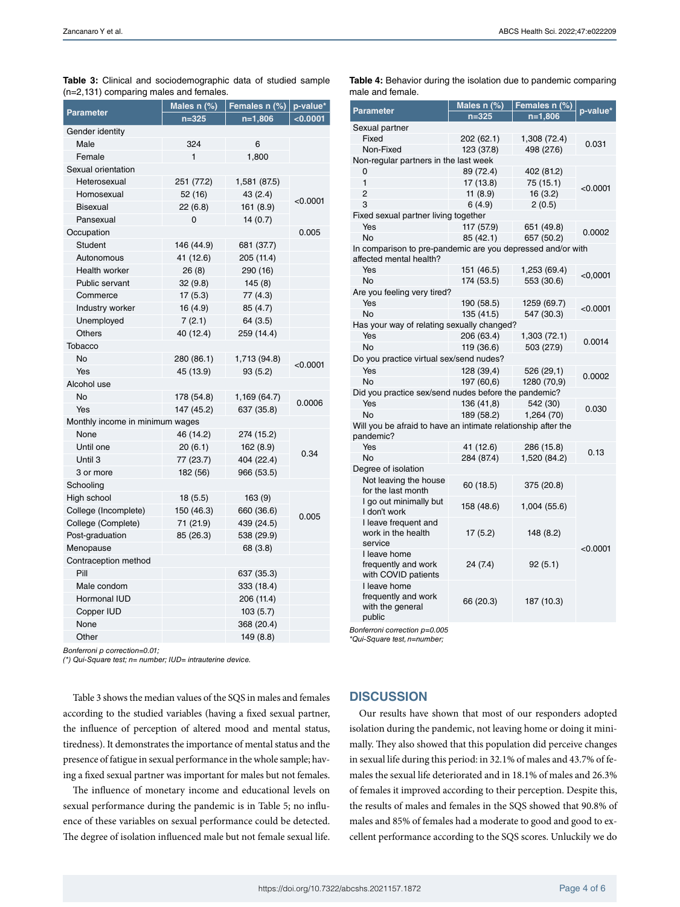**Table 3:** Clinical and sociodemographic data of studied sample (n=2,131) comparing males and females.

| Parameter | Males n (%) n=325 | Females n (%) n=1,806 | p-value* <0.0001 |
|---|---|---|---|
| Gender identity | | | |
| Male | 324 | 6 | |
| Female | 1 | 1,800 | |
| Sexual orientation | | | |
| Heterosexual | 251 (77.2) | 1,581 (87.5) | <0.0001 |
| Homosexual | 52 (16) | 43 (2.4) | |
| Bisexual | 22 (6.8) | 161 (8.9) | |
| Pansexual | 0 | 14 (0.7) | |
| Occupation | | | 0.005 |
| Student | 146 (44.9) | 681 (37.7) | |
| Autonomous | 41 (12.6) | 205 (11.4) | |
| Health worker | 26 (8) | 290 (16) | |
| Public servant | 32 (9.8) | 145 (8) | |
| Commerce | 17 (5.3) | 77 (4.3) | |
| Industry worker | 16 (4.9) | 85 (4.7) | |
| Unemployed | 7 (2.1) | 64 (3.5) | |
| Others | 40 (12.4) | 259 (14.4) | |
| Tobacco | | | |
| No | 280 (86.1) | 1,713 (94.8) | <0.0001 |
| Yes | 45 (13.9) | 93 (5.2) | |
| Alcohol use | | | |
| No | 178 (54.8) | 1,169 (64.7) | 0.0006 |
| Yes | 147 (45.2) | 637 (35.8) | |
| Monthly income in minimum wages | | | |
| None | 46 (14.2) | 274 (15.2) | 0.34 |
| Until one | 20 (6.1) | 162 (8.9) | |
| Until 3 | 77 (23.7) | 404 (22.4) | |
| 3 or more | 182 (56) | 966 (53.5) | |
| Schooling | | | |
| High school | 18 (5.5) | 163 (9) | 0.005 |
| College (Incomplete) | 150 (46.3) | 660 (36.6) | |
| College (Complete) | 71 (21.9) | 439 (24.5) | |
| Post-graduation | 85 (26.3) | 538 (29.9) | |
| Menopause | | 68 (3.8) | |
| Contraception method | | | |
| Pill | | 637 (35.3) | |
| Male condom | | 333 (18.4) | |
| Hormonal IUD | | 206 (11.4) | |
| Copper IUD | | 103 (5.7) | |
| None | | 368 (20.4) | |
| Other | | 149 (8.8) | |

*Bonferroni p correction=0.01;*
*(\*) Qui-Square test; n= number; IUD= intrauterine device.*

**Table 4:** Behavior during the isolation due to pandemic comparing male and female.

| Parameter | Males n (%) n=325 | Females n (%) n=1,806 | p-value* |
|---|---|---|---|
| Sexual partner | | | |
| Fixed | 202 (62.1) | 1,308 (72.4) | 0.031 |
| Non-Fixed | 123 (37.8) | 498 (27.6) | |
| Non-regular partners in the last week | | | |
| 0 | 89 (72.4) | 402 (81.2) | <0.0001 |
| 1 | 17 (13.8) | 75 (15.1) | |
| 2 | 11 (8.9) | 16 (3.2) | |
| 3 | 6 (4.9) | 2 (0.5) | |
| Fixed sexual partner living together | | | |
| Yes | 117 (57.9) | 651 (49.8) | 0.0002 |
| No | 85 (42.1) | 657 (50.2) | |
| In comparison to pre-pandemic are you depressed and/or with affected mental health? | | | |
| Yes | 151 (46.5) | 1,253 (69.4) | <0,0001 |
| No | 174 (53.5) | 553 (30.6) | |
| Are you feeling very tired? | | | |
| Yes | 190 (58.5) | 1259 (69.7) | <0.0001 |
| No | 135 (41.5) | 547 (30.3) | |
| Has your way of relating sexually changed? | | | |
| Yes | 206 (63.4) | 1,303 (72.1) | 0.0014 |
| No | 119 (36.6) | 503 (27.9) | |
| Do you practice virtual sex/send nudes? | | | |
| Yes | 128 (39,4) | 526 (29,1) | 0.0002 |
| No | 197 (60,6) | 1280 (70,9) | |
| Did you practice sex/send nudes before the pandemic? | | | |
| Yes | 136 (41,8) | 542 (30) | 0.030 |
| No | 189 (58.2) | 1,264 (70) | |
| Will you be afraid to have an intimate relationship after the pandemic? | | | |
| Yes | 41 (12.6) | 286 (15.8) | 0.13 |
| No | 284 (87.4) | 1,520 (84.2) | |
| Degree of isolation | | | |
| Not leaving the house for the last month | 60 (18.5) | 375 (20.8) | <0.0001 |
| I go out minimally but I don't work | 158 (48.6) | 1,004 (55.6) | |
| I leave frequent and work in the health service | 17 (5.2) | 148 (8.2) | |
| I leave home frequently and work with COVID patients | 24 (7.4) | 92 (5.1) | |
| I leave home frequently and work with the general public | 66 (20.3) | 187 (10.3) | |

*Bonferroni correction p=0.005*
*\*Qui-Square test, n=number;*

Table 3 shows the median values of the SQS in males and females according to the studied variables (having a fixed sexual partner, the influence of perception of altered mood and mental status, tiredness). It demonstrates the importance of mental status and the presence of fatigue in sexual performance in the whole sample; having a fixed sexual partner was important for males but not females.

The influence of monetary income and educational levels on sexual performance during the pandemic is in Table 5; no influence of these variables on sexual performance could be detected. The degree of isolation influenced male but not female sexual life.

## DISCUSSION

Our results have shown that most of our responders adopted isolation during the pandemic, not leaving home or doing it minimally. They also showed that this population did perceive changes in sexual life during this period: in 32.1% of males and 43.7% of females the sexual life deteriorated and in 18.1% of males and 26.3% of females it improved according to their perception. Despite this, the results of males and females in the SQS showed that 90.8% of males and 85% of females had a moderate to good and good to excellent performance according to the SQS scores. Unluckily we do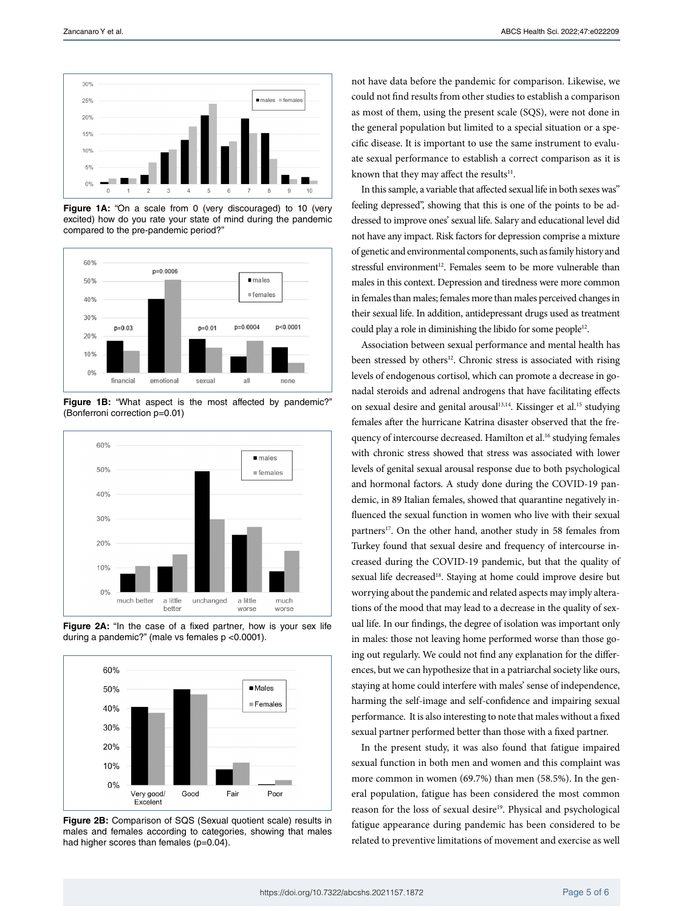Figure 1A: "On a scale from 0 (very discouraged) to 10 (very excited) how do you rate your state of mind during the pandemic compared to the pre-pandemic period?"

Figure 1B: "What aspect is the most affected by pandemic?" (Bonferroni correction p=0.01)

Figure 2A: "In the case of a fixed partner, how is your sex life during a pandemic?" (male vs females p <0.0001).

Figure 2B: Comparison of SQS (Sexual quotient scale) results in males and females according to categories, showing that males had higher scores than females (p=0.04).

not have data before the pandemic for comparison. Likewise, we could not find results from other studies to establish a comparison as most of them, using the present scale (SQS), were not done in the general population but limited to a special situation or a specific disease. It is important to use the same instrument to evaluate sexual performance to establish a correct comparison as it is known that they may affect the results[11].

In this sample, a variable that affected sexual life in both sexes was" feeling depressed", showing that this is one of the points to be addressed to improve ones' sexual life. Salary and educational level did not have any impact. Risk factors for depression comprise a mixture of genetic and environmental components, such as family history and stressful environment[12]. Females seem to be more vulnerable than males in this context. Depression and tiredness were more common in females than males; females more than males perceived changes in their sexual life. In addition, antidepressant drugs used as treatment could play a role in diminishing the libido for some people[12].

Association between sexual performance and mental health has been stressed by others[12]. Chronic stress is associated with rising levels of endogenous cortisol, which can promote a decrease in gonadal steroids and adrenal androgens that have facilitating effects on sexual desire and genital arousal[13,14]. Kissinger et al.[15] studying females after the hurricane Katrina disaster observed that the frequency of intercourse decreased. Hamilton et al.[16] studying females with chronic stress showed that stress was associated with lower levels of genital sexual arousal response due to both psychological and hormonal factors. A study done during the COVID-19 pandemic, in 89 Italian females, showed that quarantine negatively influenced the sexual function in women who live with their sexual partners[17]. On the other hand, another study in 58 females from Turkey found that sexual desire and frequency of intercourse increased during the COVID-19 pandemic, but that the quality of sexual life decreased[18]. Staying at home could improve desire but worrying about the pandemic and related aspects may imply alterations of the mood that may lead to a decrease in the quality of sexual life. In our findings, the degree of isolation was important only in males: those not leaving home performed worse than those going out regularly. We could not find any explanation for the differences, but we can hypothesize that in a patriarchal society like ours, staying at home could interfere with males' sense of independence, harming the self-image and self-confidence and impairing sexual performance. It is also interesting to note that males without a fixed sexual partner performed better than those with a fixed partner.

In the present study, it was also found that fatigue impaired sexual function in both men and women and this complaint was more common in women (69.7%) than men (58.5%). In the general population, fatigue has been considered the most common reason for the loss of sexual desire[19]. Physical and psychological fatigue appearance during pandemic has been considered to be related to preventive limitations of movement and exercise as well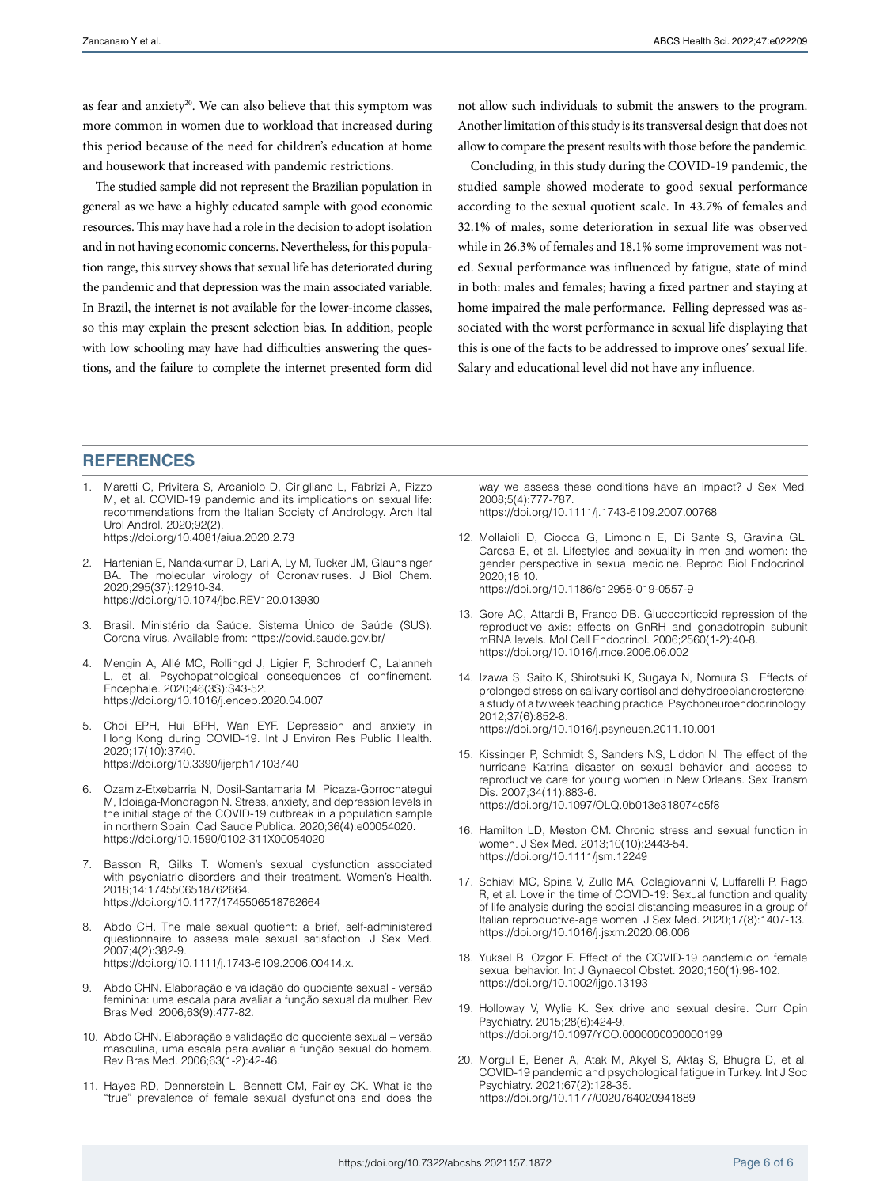as fear and anxiety[20]. We can also believe that this symptom was more common in women due to workload that increased during this period because of the need for children's education at home and housework that increased with pandemic restrictions.

The studied sample did not represent the Brazilian population in general as we have a highly educated sample with good economic resources. This may have had a role in the decision to adopt isolation and in not having economic concerns. Nevertheless, for this population range, this survey shows that sexual life has deteriorated during the pandemic and that depression was the main associated variable. In Brazil, the internet is not available for the lower-income classes, so this may explain the present selection bias. In addition, people with low schooling may have had difficulties answering the questions, and the failure to complete the internet presented form did not allow such individuals to submit the answers to the program. Another limitation of this study is its transversal design that does not allow to compare the present results with those before the pandemic.

Concluding, in this study during the COVID-19 pandemic, the studied sample showed moderate to good sexual performance according to the sexual quotient scale. In 43.7% of females and 32.1% of males, some deterioration in sexual life was observed while in 26.3% of females and 18.1% some improvement was noted. Sexual performance was influenced by fatigue, state of mind in both: males and females; having a fixed partner and staying at home impaired the male performance. Felling depressed was associated with the worst performance in sexual life displaying that this is one of the facts to be addressed to improve ones' sexual life. Salary and educational level did not have any influence.

## REFERENCES

1. Maretti C, Privitera S, Arcaniolo D, Cirigliano L, Fabrizi A, Rizzo M, et al. COVID-19 pandemic and its implications on sexual life: recommendations from the Italian Society of Andrology. Arch Ital Urol Androl. 2020;92(2). https://doi.org/10.4081/aiua.2020.2.73

2. Hartenian E, Nandakumar D, Lari A, Ly M, Tucker JM, Glaunsinger BA. The molecular virology of Coronaviruses. J Biol Chem. 2020;295(37):12910-34. https://doi.org/10.1074/jbc.REV120.013930

3. Brasil. Ministério da Saúde. Sistema Único de Saúde (SUS). Corona vírus. Available from: https://covid.saude.gov.br/

4. Mengin A, Allé MC, Rollingd J, Ligier F, Schroderf C, Lalanneh L, et al. Psychopathological consequences of confinement. Encephale. 2020;46(3S):S43-52. https://doi.org/10.1016/j.encep.2020.04.007

5. Choi EPH, Hui BPH, Wan EYF. Depression and anxiety in Hong Kong during COVID-19. Int J Environ Res Public Health. 2020;17(10):3740. https://doi.org/10.3390/ijerph17103740

6. Ozamiz-Etxebarria N, Dosil-Santamaria M, Picaza-Gorrochategui M, Idoiaga-Mondragon N. Stress, anxiety, and depression levels in the initial stage of the COVID-19 outbreak in a population sample in northern Spain. Cad Saude Publica. 2020;36(4):e00054020. https://doi.org/10.1590/0102-311X00054020

7. Basson R, Gilks T. Women's sexual dysfunction associated with psychiatric disorders and their treatment. Women's Health. 2018;14:1745506518762664. https://doi.org/10.1177/1745506518762664

8. Abdo CH. The male sexual quotient: a brief, self-administered questionnaire to assess male sexual satisfaction. J Sex Med. 2007;4(2):382-9. https://doi.org/10.1111/j.1743-6109.2006.00414.x.

9. Abdo CHN. Elaboração e validação do quociente sexual - versão feminina: uma escala para avaliar a função sexual da mulher. Rev Bras Med. 2006;63(9):477-82.

10. Abdo CHN. Elaboração e validação do quociente sexual – versão masculina, uma escala para avaliar a função sexual do homem. Rev Bras Med. 2006;63(1-2):42-46.

11. Hayes RD, Dennerstein L, Bennett CM, Fairley CK. What is the "true" prevalence of female sexual dysfunctions and does the way we assess these conditions have an impact? J Sex Med. 2008;5(4):777-787. https://doi.org/10.1111/j.1743-6109.2007.00768

12. Mollaioli D, Ciocca G, Limoncin E, Di Sante S, Gravina GL, Carosa E, et al. Lifestyles and sexuality in men and women: the gender perspective in sexual medicine. Reprod Biol Endocrinol. 2020;18:10. https://doi.org/10.1186/s12958-019-0557-9

13. Gore AC, Attardi B, Franco DB. Glucocorticoid repression of the reproductive axis: effects on GnRH and gonadotropin subunit mRNA levels. Mol Cell Endocrinol. 2006;2560(1-2):40-8. https://doi.org/10.1016/j.mce.2006.06.002

14. Izawa S, Saito K, Shirotsuki K, Sugaya N, Nomura S. Effects of prolonged stress on salivary cortisol and dehydroepiandrosterone: a study of a tw week teaching practice. Psychoneuroendocrinology. 2012;37(6):852-8. https://doi.org/10.1016/j.psyneuen.2011.10.001

15. Kissinger P, Schmidt S, Sanders NS, Liddon N. The effect of the hurricane Katrina disaster on sexual behavior and access to reproductive care for young women in New Orleans. Sex Transm Dis. 2007;34(11):883-6. https://doi.org/10.1097/OLQ.0b013e318074c5f8

16. Hamilton LD, Meston CM. Chronic stress and sexual function in women. J Sex Med. 2013;10(10):2443-54. https://doi.org/10.1111/jsm.12249

17. Schiavi MC, Spina V, Zullo MA, Colagiovanni V, Luffarelli P, Rago R, et al. Love in the time of COVID-19: Sexual function and quality of life analysis during the social distancing measures in a group of Italian reproductive-age women. J Sex Med. 2020;17(8):1407-13. https://doi.org/10.1016/j.jsxm.2020.06.006

18. Yuksel B, Ozgor F. Effect of the COVID-19 pandemic on female sexual behavior. Int J Gynaecol Obstet. 2020;150(1):98-102. https://doi.org/10.1002/ijgo.13193

19. Holloway V, Wylie K. Sex drive and sexual desire. Curr Opin Psychiatry. 2015;28(6):424-9. https://doi.org/10.1097/YCO.0000000000000199

20. Morgul E, Bener A, Atak M, Akyel S, Aktaş S, Bhugra D, et al. COVID-19 pandemic and psychological fatigue in Turkey. Int J Soc Psychiatry. 2021;67(2):128-35. https://doi.org/10.1177/0020764020941889